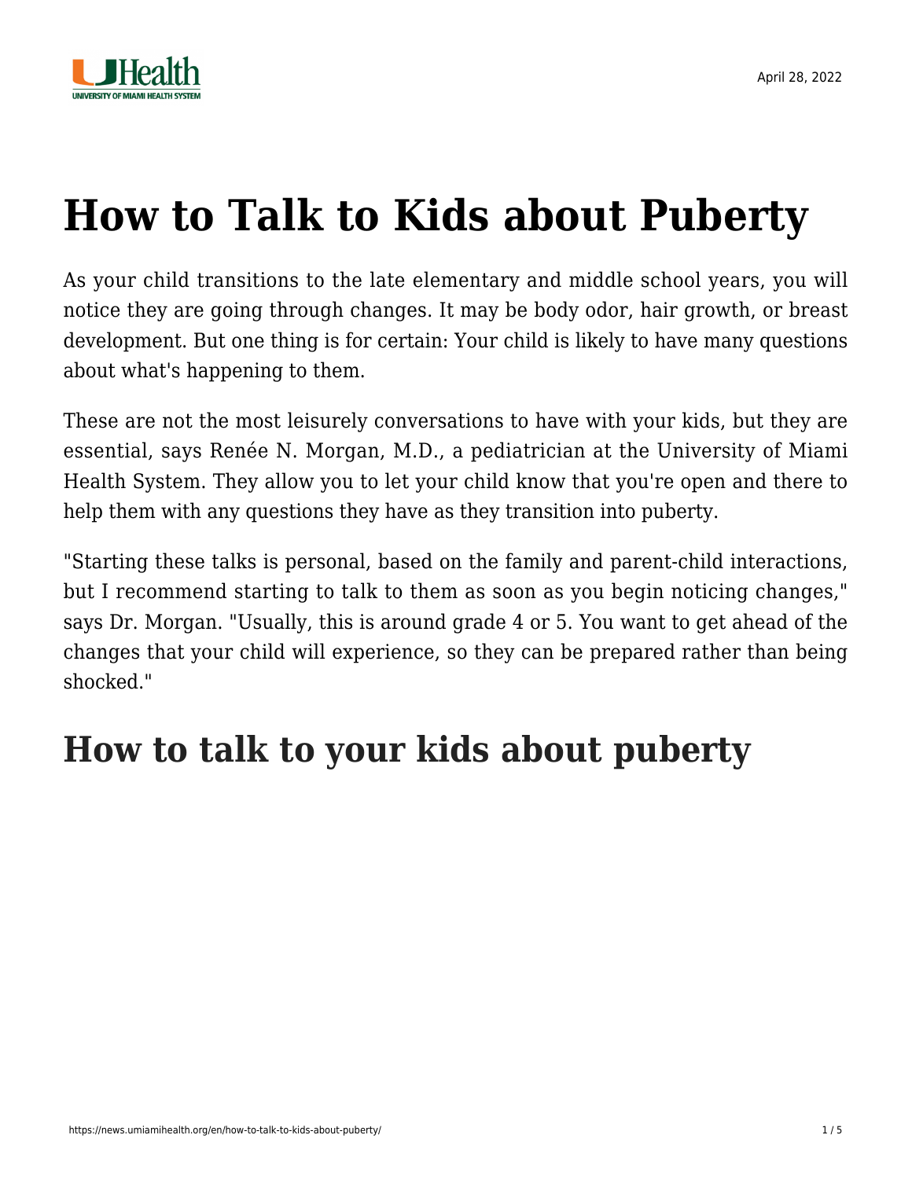April 28, 2022

# How to Talk to Kids about Puberty

As your child transitions to the late elementary and middle school years, you will notice they are going through changes. It may be body odor, hair growth, or breast development. But one thing is for certain: Your child is likely to have many questions about what's happening to them.

These are not the most leisurely conversations to have with your kids, but they are essential, says Renée N. Morgan, M.D., a pediatrician at the University of Miami Health System. They allow you to let your child know that you're open and there to help them with any questions they have as they transition into puberty.

"Starting these talks is personal, based on the family and parent-child interactions, but I recommend starting to talk to them as soon as you begin noticing changes," says Dr. Morgan. "Usually, this is around grade 4 or 5. You want to get ahead of the changes that your child will experience, so they can be prepared rather than being shocked."

## How to talk to your kids about puberty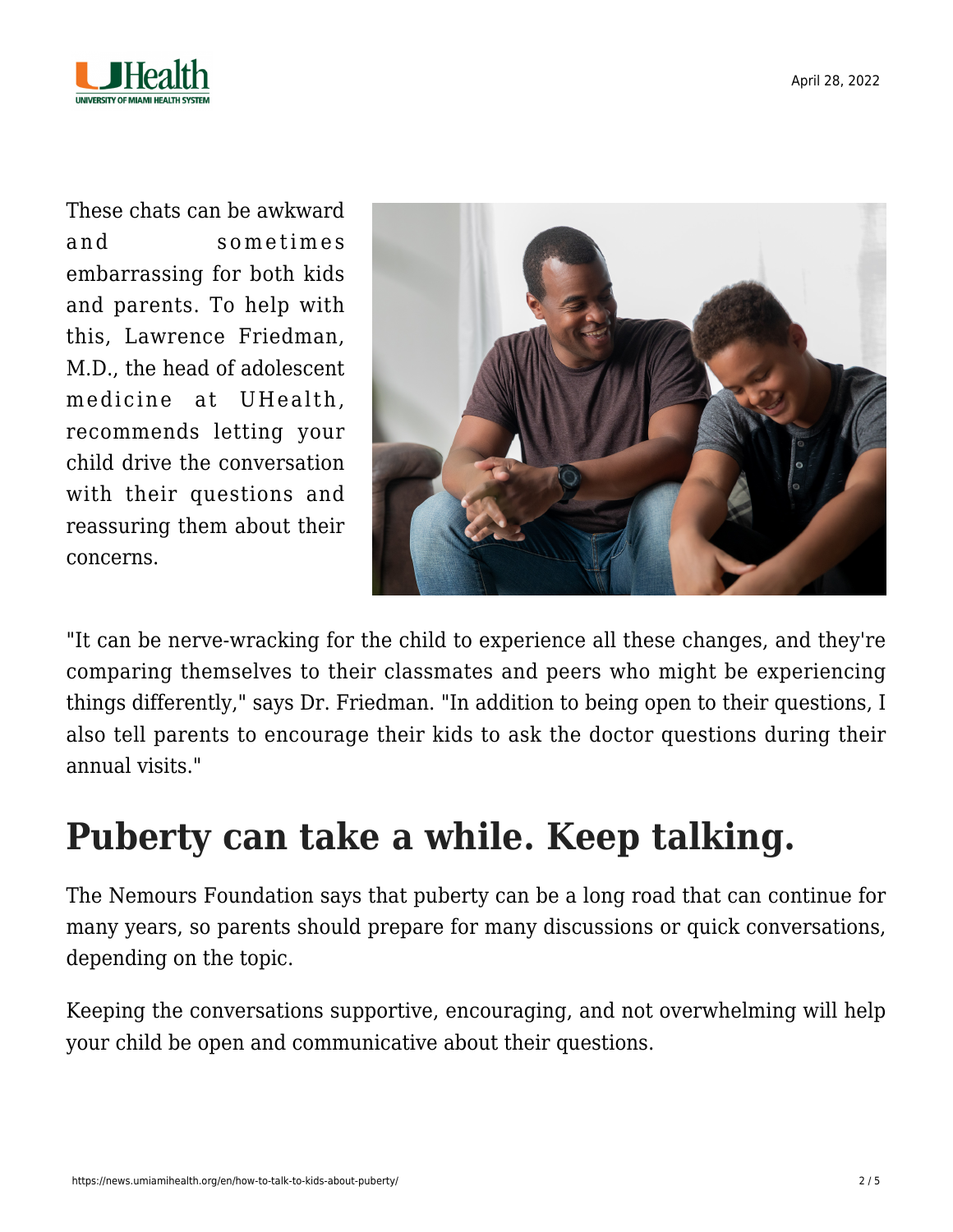These chats can be awkward and sometimes embarrassing for both kids and parents. To help with this, Lawrence Friedman, M.D., the head of adolescent medicine at UHealth, recommends letting your child drive the conversation with their questions and reassuring them about their concerns.

"It can be nerve-wracking for the child to experience all these changes, and they're comparing themselves to their classmates and peers who might be experiencing things differently," says Dr. Friedman. "In addition to being open to their questions, I also tell parents to encourage their kids to ask the doctor questions during their annual visits."

## Puberty can take a while. Keep talking.

The Nemours Foundation says that puberty can be a long road that can continue for many years, so parents should prepare for many discussions or quick conversations, depending on the topic.

Keeping the conversations supportive, encouraging, and not overwhelming will help your child be open and communicative about their questions.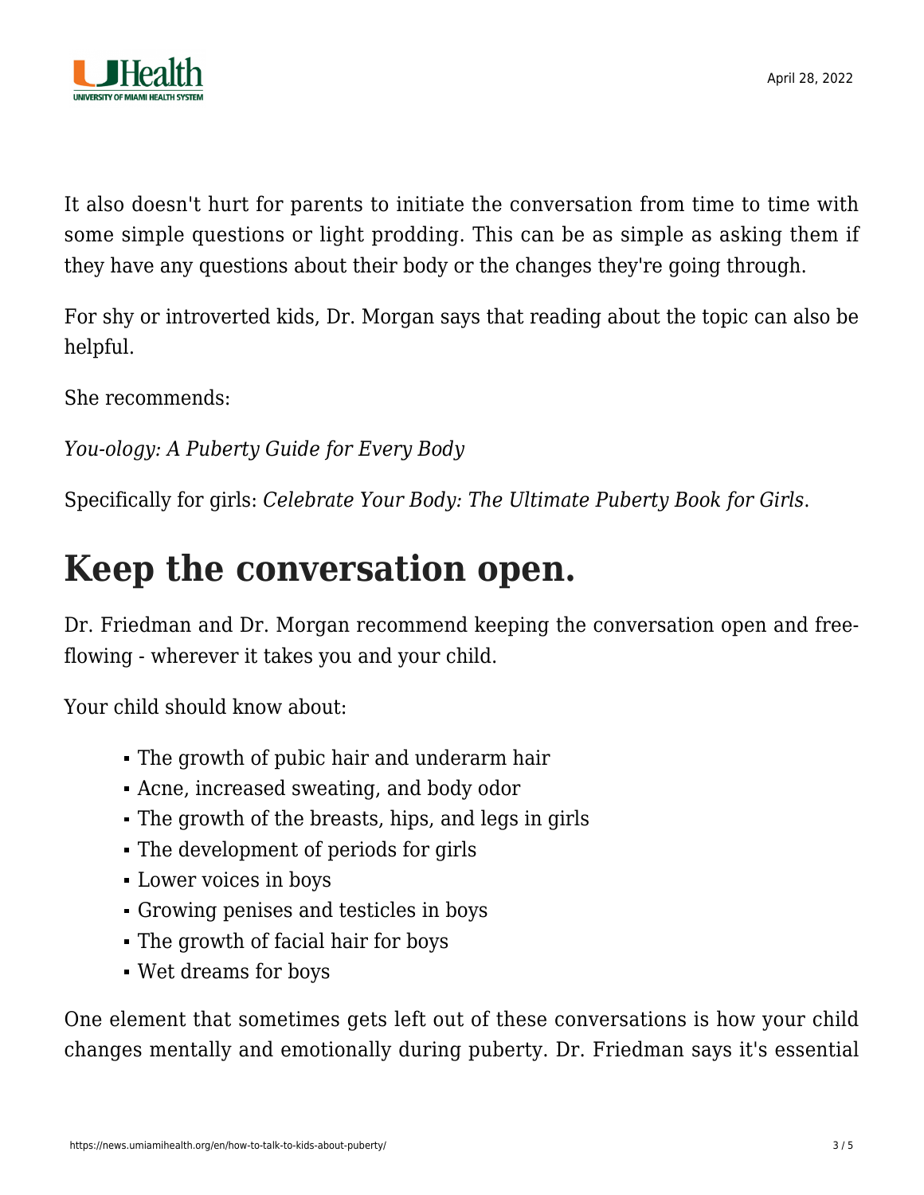It also doesn't hurt for parents to initiate the conversation from time to time with some simple questions or light prodding. This can be as simple as asking them if they have any questions about their body or the changes they're going through.

For shy or introverted kids, Dr. Morgan says that reading about the topic can also be helpful.

She recommends:

*You-ology: A Puberty Guide for Every Body*

Specifically for girls: *Celebrate Your Body: The Ultimate Puberty Book for Girls*.

## Keep the conversation open.

Dr. Friedman and Dr. Morgan recommend keeping the conversation open and free-flowing - wherever it takes you and your child.

Your child should know about:

- The growth of pubic hair and underarm hair
- Acne, increased sweating, and body odor
- The growth of the breasts, hips, and legs in girls
- The development of periods for girls
- Lower voices in boys
- Growing penises and testicles in boys
- The growth of facial hair for boys
- Wet dreams for boys

One element that sometimes gets left out of these conversations is how your child changes mentally and emotionally during puberty. Dr. Friedman says it's essential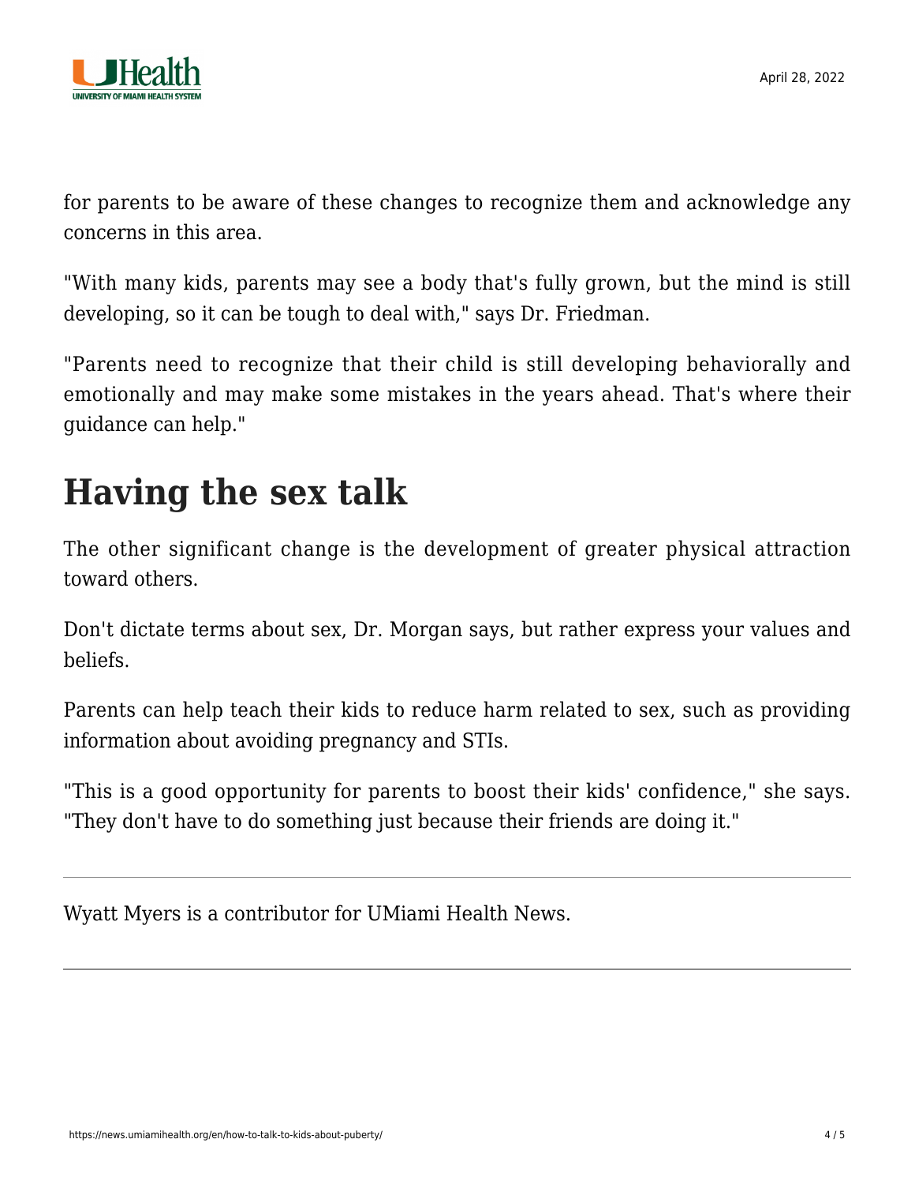for parents to be aware of these changes to recognize them and acknowledge any concerns in this area.

"With many kids, parents may see a body that's fully grown, but the mind is still developing, so it can be tough to deal with," says Dr. Friedman.

"Parents need to recognize that their child is still developing behaviorally and emotionally and may make some mistakes in the years ahead. That's where their guidance can help."

## Having the sex talk

The other significant change is the development of greater physical attraction toward others.

Don't dictate terms about sex, Dr. Morgan says, but rather express your values and beliefs.

Parents can help teach their kids to reduce harm related to sex, such as providing information about avoiding pregnancy and STIs.

"This is a good opportunity for parents to boost their kids' confidence," she says. "They don't have to do something just because their friends are doing it."

---

Wyatt Myers is a contributor for UMiami Health News.

---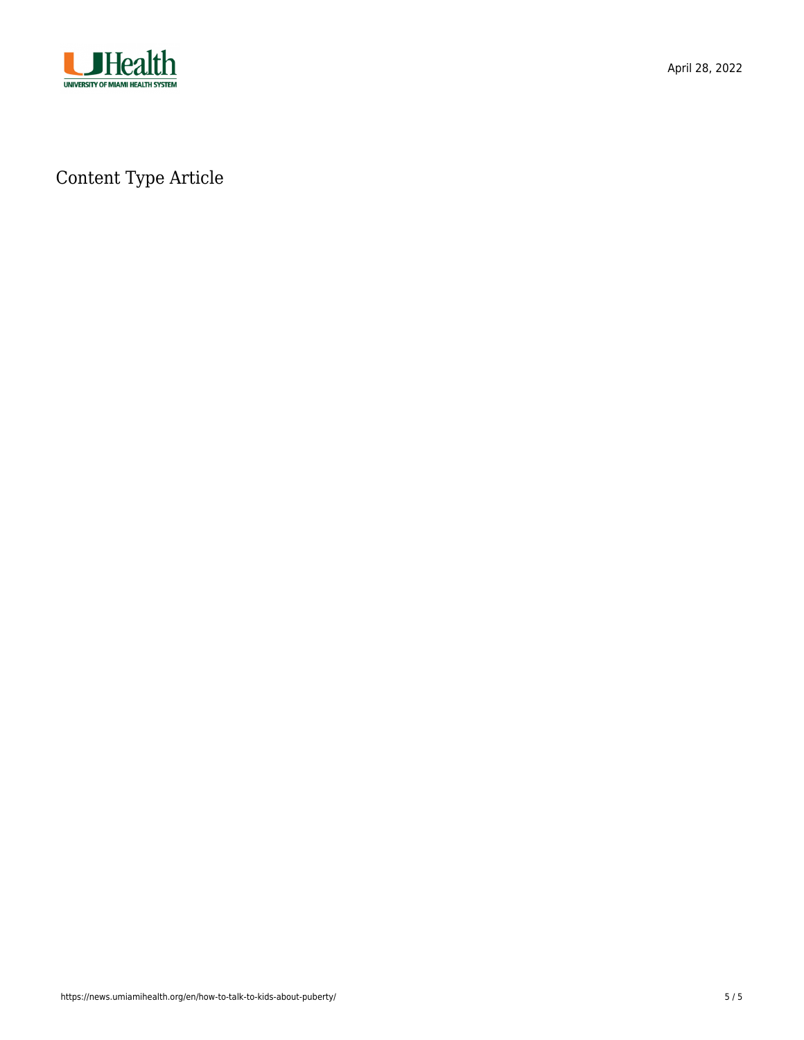Content Type Article